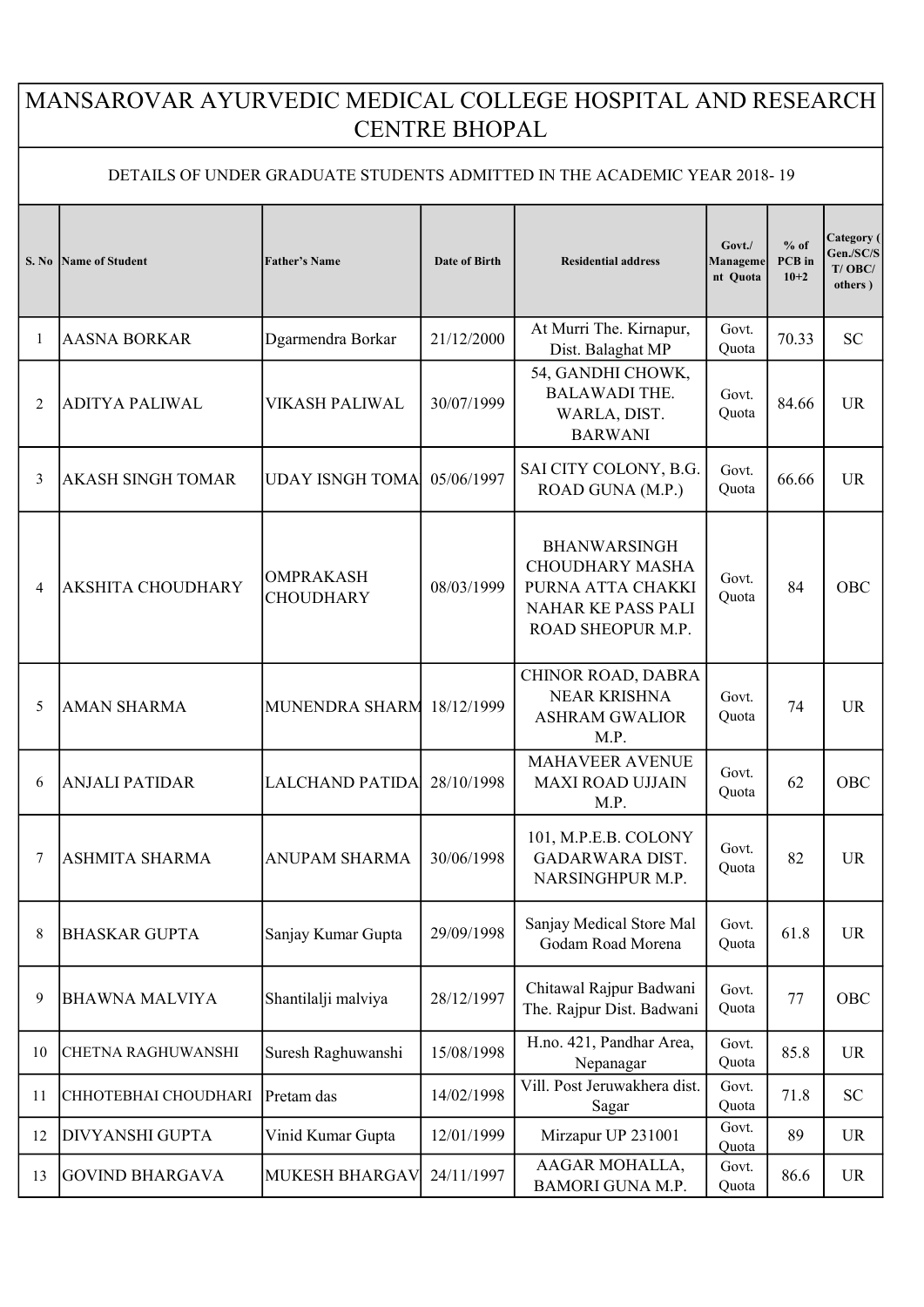# MANSAROVAR AYURVEDIC MEDICAL COLLEGE HOSPITAL AND RESEARCH CENTRE BHOPAL

DETAILS OF UNDER GRADUATE STUDENTS ADMITTED IN THE ACADEMIC YEAR 2018- 19

| S. No | Name of Student | Father's Name | Date of Birth | Residential address | Govt./ Management Quota | % of PCB in 10+2 | Category ( Gen./SC/ST/ OBC/ others ) |
|---|---|---|---|---|---|---|---|
| 1 | AASNA BORKAR | Dgarmendra Borkar | 21/12/2000 | At Murri The. Kirnapur, Dist. Balaghat MP | Govt. Quota | 70.33 | SC |
| 2 | ADITYA PALIWAL | VIKASH PALIWAL | 30/07/1999 | 54, GANDHI CHOWK, BALAWADI THE. WARLA, DIST. BARWANI | Govt. Quota | 84.66 | UR |
| 3 | AKASH SINGH TOMAR | UDAY ISNGH TOMA | 05/06/1997 | SAI CITY COLONY, B.G. ROAD GUNA (M.P.) | Govt. Quota | 66.66 | UR |
| 4 | AKSHITA CHOUDHARY | OMPRAKASH CHOUDHARY | 08/03/1999 | BHANWARSINGH CHOUDHARY MASHA PURNA ATTA CHAKKI NAHAR KE PASS PALI ROAD SHEOPUR M.P. | Govt. Quota | 84 | OBC |
| 5 | AMAN SHARMA | MUNENDRA SHARM | 18/12/1999 | CHINOR ROAD, DABRA NEAR KRISHNA ASHRAM GWALIOR M.P. | Govt. Quota | 74 | UR |
| 6 | ANJALI PATIDAR | LALCHAND PATIDA | 28/10/1998 | MAHAVEER AVENUE MAXI ROAD UJJAIN M.P. | Govt. Quota | 62 | OBC |
| 7 | ASHMITA SHARMA | ANUPAM SHARMA | 30/06/1998 | 101, M.P.E.B. COLONY GADARWARA DIST. NARSINGHPUR M.P. | Govt. Quota | 82 | UR |
| 8 | BHASKAR GUPTA | Sanjay Kumar Gupta | 29/09/1998 | Sanjay Medical Store Mal Godam Road Morena | Govt. Quota | 61.8 | UR |
| 9 | BHAWNA MALVIYA | Shantilalji malviya | 28/12/1997 | Chitawal Rajpur Badwani The. Rajpur Dist. Badwani | Govt. Quota | 77 | OBC |
| 10 | CHETNA RAGHUWANSHI | Suresh Raghuwanshi | 15/08/1998 | H.no. 421, Pandhar Area, Nepanagar | Govt. Quota | 85.8 | UR |
| 11 | CHHOTEBHAI CHOUDHARI | Pretam das | 14/02/1998 | Vill. Post Jeruwakhera dist. Sagar | Govt. Quota | 71.8 | SC |
| 12 | DIVYANSHI GUPTA | Vinid Kumar Gupta | 12/01/1999 | Mirzapur UP 231001 | Govt. Quota | 89 | UR |
| 13 | GOVIND BHARGAVA | MUKESH BHARGAV | 24/11/1997 | AAGAR MOHALLA, BAMORI GUNA M.P. | Govt. Quota | 86.6 | UR |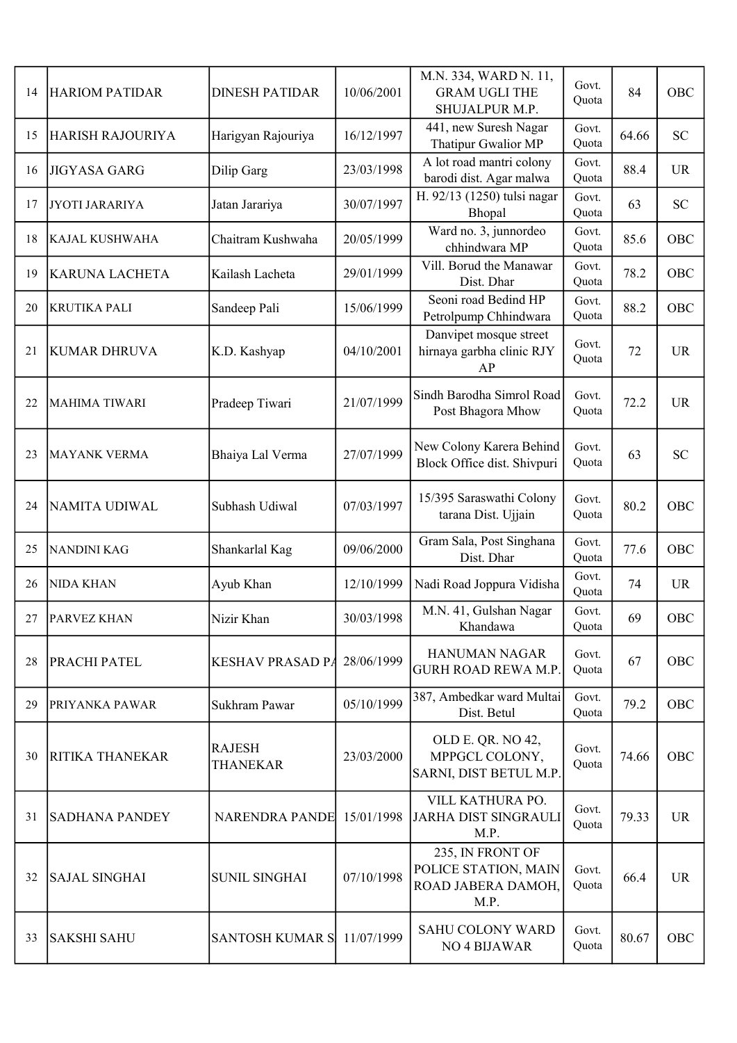| 14 | HARIOM PATIDAR | DINESH PATIDAR | 10/06/2001 | M.N. 334, WARD N. 11, GRAM UGLI THE SHUJALPUR M.P. | Govt. Quota | 84 | OBC |
|---|---|---|---|---|---|---|---|
| 15 | HARISH RAJOURIYA | Harigyan Rajouriya | 16/12/1997 | 441, new Suresh Nagar Thatipur Gwalior MP | Govt. Quota | 64.66 | SC |
| 16 | JIGYASA GARG | Dilip Garg | 23/03/1998 | A lot road mantri colony barodi dist. Agar malwa | Govt. Quota | 88.4 | UR |
| 17 | JYOTI JARARIYA | Jatan Jarariya | 30/07/1997 | H. 92/13 (1250) tulsi nagar Bhopal | Govt. Quota | 63 | SC |
| 18 | KAJAL KUSHWAHA | Chaitram Kushwaha | 20/05/1999 | Ward no. 3, junnordeo chhindwara MP | Govt. Quota | 85.6 | OBC |
| 19 | KARUNA LACHETA | Kailash Lacheta | 29/01/1999 | Vill. Borud the Manawar Dist. Dhar | Govt. Quota | 78.2 | OBC |
| 20 | KRUTIKA PALI | Sandeep Pali | 15/06/1999 | Seoni road Bedind HP Petrolpump Chhindwara | Govt. Quota | 88.2 | OBC |
| 21 | KUMAR DHRUVA | K.D. Kashyap | 04/10/2001 | Danvipet mosque street hirnaya garbha clinic RJY AP | Govt. Quota | 72 | UR |
| 22 | MAHIMA TIWARI | Pradeep Tiwari | 21/07/1999 | Sindh Barodha Simrol Road Post Bhagora Mhow | Govt. Quota | 72.2 | UR |
| 23 | MAYANK VERMA | Bhaiya Lal Verma | 27/07/1999 | New Colony Karera Behind Block Office dist. Shivpuri | Govt. Quota | 63 | SC |
| 24 | NAMITA UDIWAL | Subhash Udiwal | 07/03/1997 | 15/395 Saraswathi Colony tarana Dist. Ujjain | Govt. Quota | 80.2 | OBC |
| 25 | NANDINI KAG | Shankarlal Kag | 09/06/2000 | Gram Sala, Post Singhana Dist. Dhar | Govt. Quota | 77.6 | OBC |
| 26 | NIDA KHAN | Ayub Khan | 12/10/1999 | Nadi Road Joppura Vidisha | Govt. Quota | 74 | UR |
| 27 | PARVEZ KHAN | Nizir Khan | 30/03/1998 | M.N. 41, Gulshan Nagar Khandawa | Govt. Quota | 69 | OBC |
| 28 | PRACHI PATEL | KESHAV PRASAD PA | 28/06/1999 | HANUMAN NAGAR GURH ROAD REWA M.P. | Govt. Quota | 67 | OBC |
| 29 | PRIYANKA PAWAR | Sukhram Pawar | 05/10/1999 | 387, Ambedkar ward Multai Dist. Betul | Govt. Quota | 79.2 | OBC |
| 30 | RITIKA THANEKAR | RAJESH THANEKAR | 23/03/2000 | OLD E. QR. NO 42, MPPGCL COLONY, SARNI, DIST BETUL M.P. | Govt. Quota | 74.66 | OBC |
| 31 | SADHANA PANDEY | NARENDRA PANDE | 15/01/1998 | VILL KATHURA PO. JARHA DIST SINGRAULI M.P. | Govt. Quota | 79.33 | UR |
| 32 | SAJAL SINGHAI | SUNIL SINGHAI | 07/10/1998 | 235, IN FRONT OF POLICE STATION, MAIN ROAD JABERA DAMOH, M.P. | Govt. Quota | 66.4 | UR |
| 33 | SAKSHI SAHU | SANTOSH KUMAR S | 11/07/1999 | SAHU COLONY WARD NO 4 BIJAWAR | Govt. Quota | 80.67 | OBC |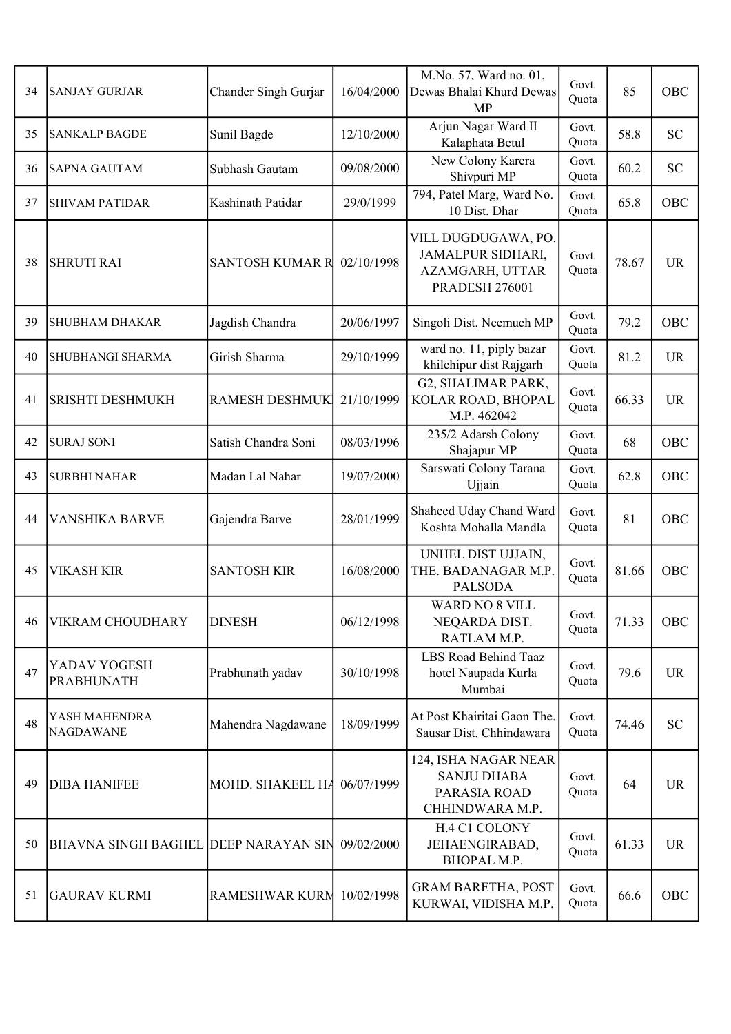| 34 | SANJAY GURJAR | Chander Singh Gurjar | 16/04/2000 | M.No. 57, Ward no. 01, Dewas Bhalai Khurd Dewas MP | Govt. Quota | 85 | OBC |
|---|---|---|---|---|---|---|---|
| 35 | SANKALP BAGDE | Sunil Bagde | 12/10/2000 | Arjun Nagar Ward II Kalaphata Betul | Govt. Quota | 58.8 | SC |
| 36 | SAPNA GAUTAM | Subhash Gautam | 09/08/2000 | New Colony Karera Shivpuri MP | Govt. Quota | 60.2 | SC |
| 37 | SHIVAM PATIDAR | Kashinath Patidar | 29/0/1999 | 794, Patel Marg, Ward No. 10 Dist. Dhar | Govt. Quota | 65.8 | OBC |
| 38 | SHRUTI RAI | SANTOSH KUMAR R | 02/10/1998 | VILL DUGDUGAWA, PO. JAMALPUR SIDHARI, AZAMGARH, UTTAR PRADESH 276001 | Govt. Quota | 78.67 | UR |
| 39 | SHUBHAM DHAKAR | Jagdish Chandra | 20/06/1997 | Singoli Dist. Neemuch MP | Govt. Quota | 79.2 | OBC |
| 40 | SHUBHANGI SHARMA | Girish Sharma | 29/10/1999 | ward no. 11, piply bazar khilchipur dist Rajgarh | Govt. Quota | 81.2 | UR |
| 41 | SRISHTI DESHMUKH | RAMESH DESHMUK | 21/10/1999 | G2, SHALIMAR PARK, KOLAR ROAD, BHOPAL M.P. 462042 | Govt. Quota | 66.33 | UR |
| 42 | SURAJ SONI | Satish Chandra Soni | 08/03/1996 | 235/2 Adarsh Colony Shajapur MP | Govt. Quota | 68 | OBC |
| 43 | SURBHI NAHAR | Madan Lal Nahar | 19/07/2000 | Sarswati Colony Tarana Ujjain | Govt. Quota | 62.8 | OBC |
| 44 | VANSHIKA BARVE | Gajendra Barve | 28/01/1999 | Shaheed Uday Chand Ward Koshta Mohalla Mandla | Govt. Quota | 81 | OBC |
| 45 | VIKASH KIR | SANTOSH KIR | 16/08/2000 | UNHEL DIST UJJAIN, THE. BADANAGAR M.P. PALSODA | Govt. Quota | 81.66 | OBC |
| 46 | VIKRAM CHOUDHARY | DINESH | 06/12/1998 | WARD NO 8 VILL NEQARDA DIST. RATLAM M.P. | Govt. Quota | 71.33 | OBC |
| 47 | YADAV YOGESH PRABHUNATH | Prabhunath yadav | 30/10/1998 | LBS Road Behind Taaz hotel Naupada Kurla Mumbai | Govt. Quota | 79.6 | UR |
| 48 | YASH MAHENDRA NAGDAWANE | Mahendra Nagdawane | 18/09/1999 | At Post Khairitai Gaon The. Sausar Dist. Chhindawara | Govt. Quota | 74.46 | SC |
| 49 | DIBA HANIFEE | MOHD. SHAKEEL HA | 06/07/1999 | 124, ISHA NAGAR NEAR SANJU DHABA PARASIA ROAD CHHINDWARA M.P. | Govt. Quota | 64 | UR |
| 50 | BHAVNA SINGH BAGHEL | DEEP NARAYAN SIN | 09/02/2000 | H.4 C1 COLONY JEHAENGIRABAD, BHOPAL M.P. | Govt. Quota | 61.33 | UR |
| 51 | GAURAV KURMI | RAMESHWAR KURM | 10/02/1998 | GRAM BARETHA, POST KURWAI, VIDISHA M.P. | Govt. Quota | 66.6 | OBC |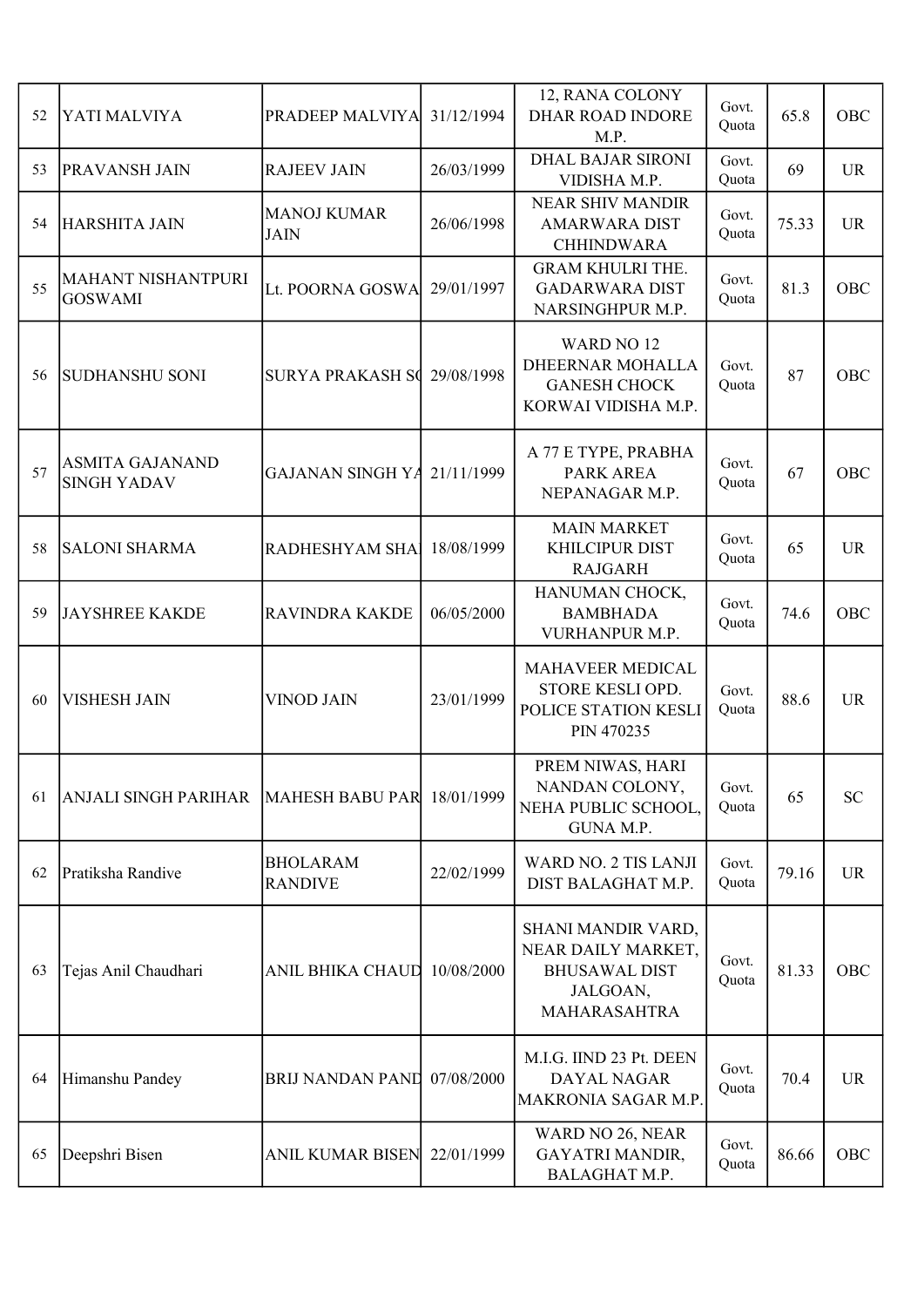| 52 | YATI MALVIYA | PRADEEP MALVIYA | 31/12/1994 | 12, RANA COLONY DHAR ROAD INDORE M.P. | Govt. Quota | 65.8 | OBC |
|---|---|---|---|---|---|---|---|
| 53 | PRAVANSH JAIN | RAJEEV JAIN | 26/03/1999 | DHAL BAJAR SIRONI VIDISHA M.P. | Govt. Quota | 69 | UR |
| 54 | HARSHITA JAIN | MANOJ KUMAR JAIN | 26/06/1998 | NEAR SHIV MANDIR AMARWARA DIST CHHINDWARA | Govt. Quota | 75.33 | UR |
| 55 | MAHANT NISHANTPURI GOSWAMI | Lt. POORNA GOSWA | 29/01/1997 | GRAM KHULRI THE. GADARWARA DIST NARSINGHPUR M.P. | Govt. Quota | 81.3 | OBC |
| 56 | SUDHANSHU SONI | SURYA PRAKASH S | 29/08/1998 | WARD NO 12 DHEERNAR MOHALLA GANESH CHOCK KORWAI VIDISHA M.P. | Govt. Quota | 87 | OBC |
| 57 | ASMITA GAJANAND SINGH YADAV | GAJANAN SINGH YA | 21/11/1999 | A 77 E TYPE, PRABHA PARK AREA NEPANAGAR M.P. | Govt. Quota | 67 | OBC |
| 58 | SALONI SHARMA | RADHESHYAM SHA | 18/08/1999 | MAIN MARKET KHILCIPUR DIST RAJGARH | Govt. Quota | 65 | UR |
| 59 | JAYSHREE KAKDE | RAVINDRA KAKDE | 06/05/2000 | HANUMAN CHOCK, BAMBHADA VURHANPUR M.P. | Govt. Quota | 74.6 | OBC |
| 60 | VISHESH JAIN | VINOD JAIN | 23/01/1999 | MAHAVEER MEDICAL STORE KESLI OPD. POLICE STATION KESLI PIN 470235 | Govt. Quota | 88.6 | UR |
| 61 | ANJALI SINGH PARIHAR | MAHESH BABU PAR | 18/01/1999 | PREM NIWAS, HARI NANDAN COLONY, NEHA PUBLIC SCHOOL, GUNA M.P. | Govt. Quota | 65 | SC |
| 62 | Pratiksha Randive | BHOLARAM RANDIVE | 22/02/1999 | WARD NO. 2 TIS LANJI DIST BALAGHAT M.P. | Govt. Quota | 79.16 | UR |
| 63 | Tejas Anil Chaudhari | ANIL BHIKA CHAUD | 10/08/2000 | SHANI MANDIR VARD, NEAR DAILY MARKET, BHUSAWAL DIST JALGOAN, MAHARASAHTRA | Govt. Quota | 81.33 | OBC |
| 64 | Himanshu Pandey | BRIJ NANDAN PAND | 07/08/2000 | M.I.G. IIND 23 Pt. DEEN DAYAL NAGAR MAKRONIA SAGAR M.P. | Govt. Quota | 70.4 | UR |
| 65 | Deepshri Bisen | ANIL KUMAR BISEN | 22/01/1999 | WARD NO 26, NEAR GAYATRI MANDIR, BALAGHAT M.P. | Govt. Quota | 86.66 | OBC |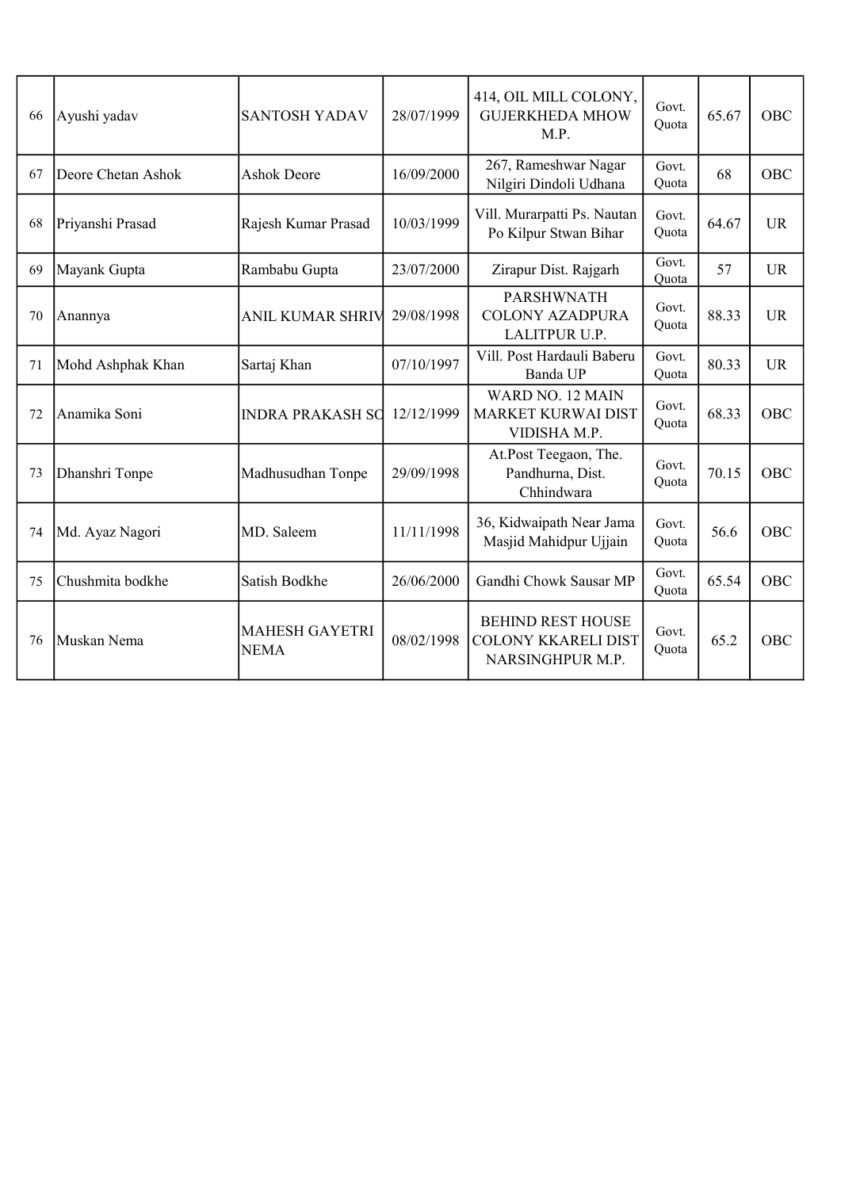| | | | | | | | |
|---|---|---|---|---|---|---|---|
| 66 | Ayushi yadav | SANTOSH YADAV | 28/07/1999 | 414, OIL MILL COLONY, GUJERKHEDA MHOW M.P. | Govt. Quota | 65.67 | OBC |
| 67 | Deore Chetan Ashok | Ashok Deore | 16/09/2000 | 267, Rameshwar Nagar Nilgiri Dindoli Udhana | Govt. Quota | 68 | OBC |
| 68 | Priyanshi Prasad | Rajesh Kumar Prasad | 10/03/1999 | Vill. Murarpatti Ps. Nautan Po Kilpur Stwan Bihar | Govt. Quota | 64.67 | UR |
| 69 | Mayank Gupta | Rambabu Gupta | 23/07/2000 | Zirapur Dist. Rajgarh | Govt. Quota | 57 | UR |
| 70 | Anannya | ANIL KUMAR SHRIV | 29/08/1998 | PARSHWNATH COLONY AZADPURA LALITPUR U.P. | Govt. Quota | 88.33 | UR |
| 71 | Mohd Ashphak Khan | Sartaj Khan | 07/10/1997 | Vill. Post Hardauli Baberu Banda UP | Govt. Quota | 80.33 | UR |
| 72 | Anamika Soni | INDRA PRAKASH SC | 12/12/1999 | WARD NO. 12 MAIN MARKET KURWAI DIST VIDISHA M.P. | Govt. Quota | 68.33 | OBC |
| 73 | Dhanshri Tonpe | Madhusudhan Tonpe | 29/09/1998 | At.Post Teegaon, The. Pandhurna, Dist. Chhindwara | Govt. Quota | 70.15 | OBC |
| 74 | Md. Ayaz Nagori | MD. Saleem | 11/11/1998 | 36, Kidwaipath Near Jama Masjid Mahidpur Ujjain | Govt. Quota | 56.6 | OBC |
| 75 | Chushmita bodkhe | Satish Bodkhe | 26/06/2000 | Gandhi Chowk Sausar MP | Govt. Quota | 65.54 | OBC |
| 76 | Muskan Nema | MAHESH GAYETRI NEMA | 08/02/1998 | BEHIND REST HOUSE COLONY KKARELI DIST NARSINGHPUR M.P. | Govt. Quota | 65.2 | OBC |